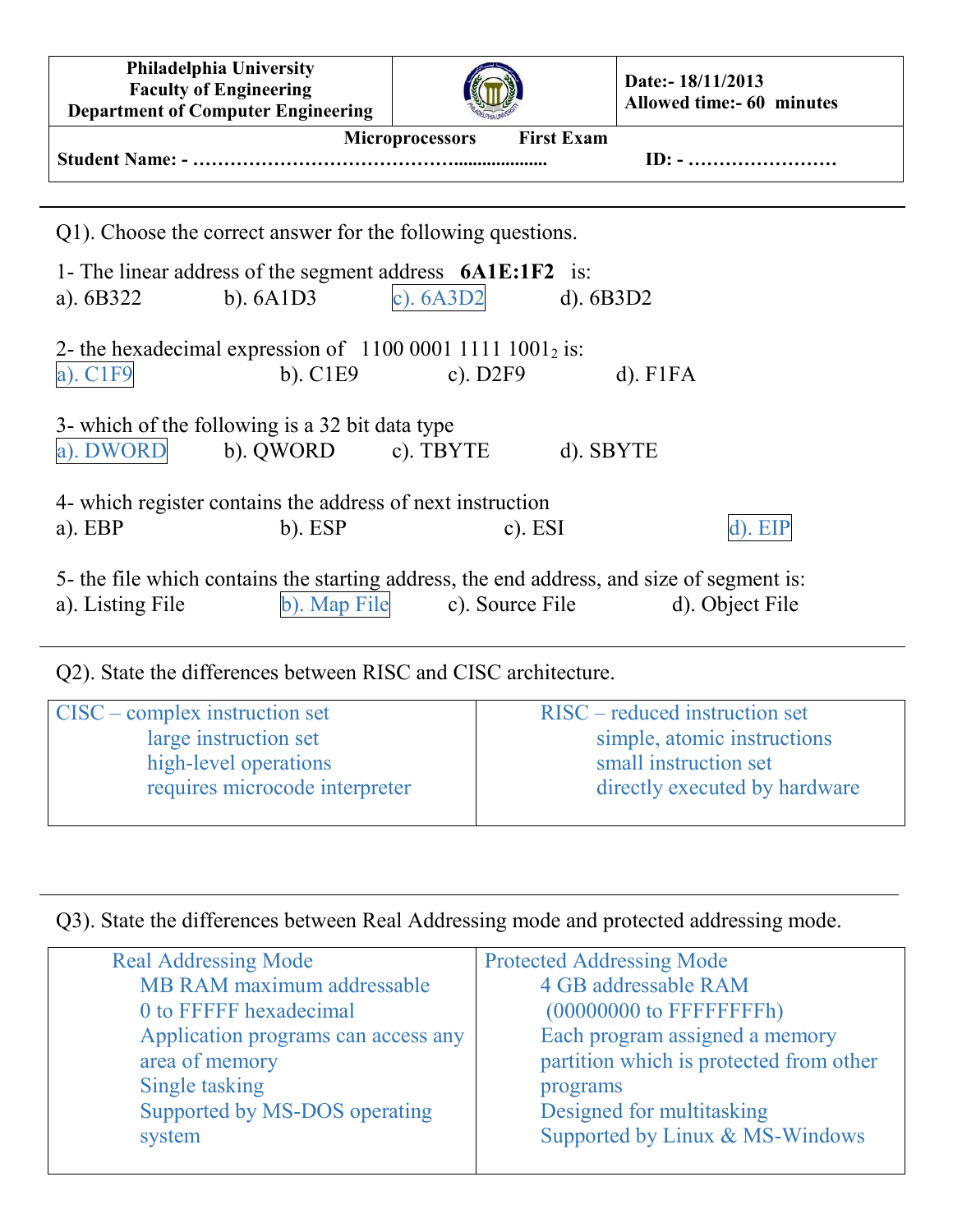| Philadelphia University<br>Faculty of Engineering<br>Department of Computer Engineering | | Date:- 18/11/2013<br>Allowed time:- 60 minutes |
|---|---|---|

**Microprocessors First Exam**

**Student Name: - ………………………………….................... ID: - ……………………**

---

Q1). Choose the correct answer for the following questions.

1- The linear address of the segment address **6A1E:1F2** is:
a). 6B322 b). 6A1D3 c). 6A3D2 d). 6B3D2

2- the hexadecimal expression of $1100\ 0001\ 1111\ 1001_2$ is:
a). C1F9 b). C1E9 c). D2F9 d). F1FA

3- which of the following is a 32 bit data type
a). DWORD b). QWORD c). TBYTE d). SBYTE

4- which register contains the address of next instruction
a). EBP b). ESP c). ESI d). EIP

5- the file which contains the starting address, the end address, and size of segment is:
a). Listing File b). Map File c). Source File d). Object File

---

Q2). State the differences between RISC and CISC architecture.

| CISC – complex instruction set | RISC – reduced instruction set |
|---|---|
| large instruction set<br>high-level operations<br>requires microcode interpreter | simple, atomic instructions<br>small instruction set<br>directly executed by hardware |

---

Q3). State the differences between Real Addressing mode and protected addressing mode.

| Real Addressing Mode | Protected Addressing Mode |
|---|---|
| MB RAM maximum addressable<br>0 to FFFFF hexadecimal<br>Application programs can access any area of memory<br>Single tasking<br>Supported by MS-DOS operating system | 4 GB addressable RAM<br>(00000000 to FFFFFFFFh)<br>Each program assigned a memory partition which is protected from other programs<br>Designed for multitasking<br>Supported by Linux & MS-Windows |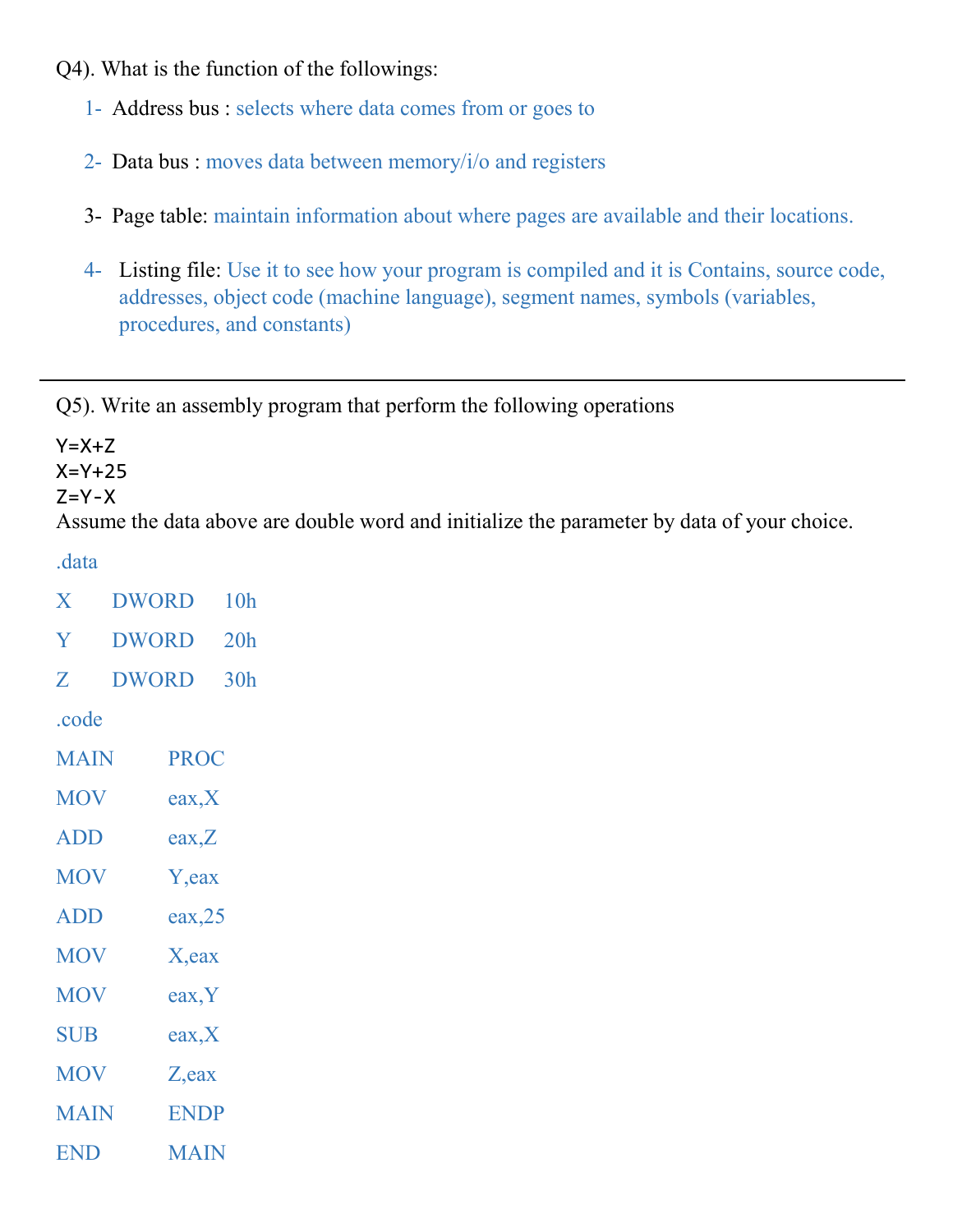Q4). What is the function of the followings:

1- Address bus : selects where data comes from or goes to

2- Data bus : moves data between memory/i/o and registers

3- Page table: maintain information about where pages are available and their locations.

4- Listing file: Use it to see how your program is compiled and it is Contains, source code, addresses, object code (machine language), segment names, symbols (variables, procedures, and constants)

---

Q5). Write an assembly program that perform the following operations

```
Y=X+Z
X=Y+25
Z=Y-X
```

Assume the data above are double word and initialize the parameter by data of your choice.

```
.data
X       DWORD    10h
Y       DWORD    20h
Z       DWORD    30h
.code
MAIN    PROC
MOV     eax,X
ADD     eax,Z
MOV     Y,eax
ADD     eax,25
MOV     X,eax
MOV     eax,Y
SUB     eax,X
MOV     Z,eax
MAIN    ENDP
END     MAIN
```